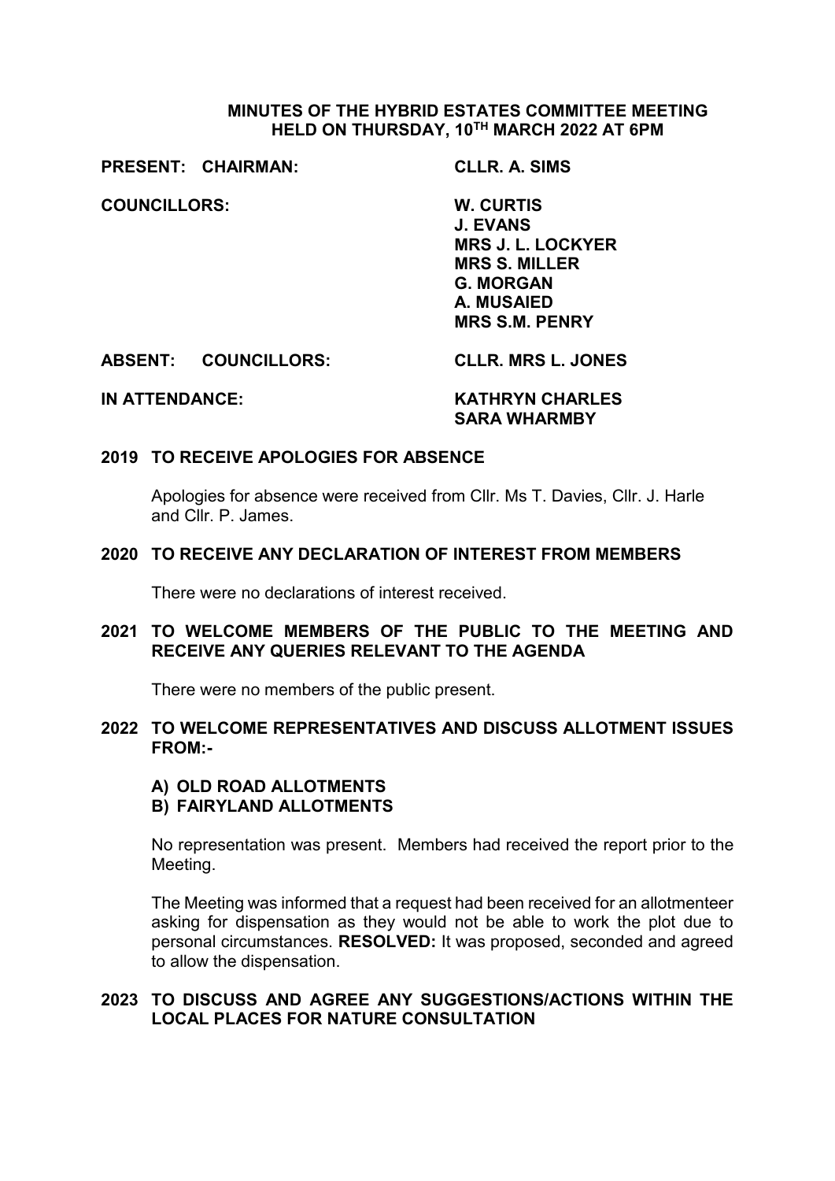# MINUTES OF THE HYBRID ESTATES COMMITTEE MEETING HELD ON THURSDAY, 10TH MARCH 2022 AT 6PM

**PRESENT: CHAIRMAN:** **CLLR. A. SIMS**

**COUNCILLORS:**
**W. CURTIS**
**J. EVANS**
**MRS J. L. LOCKYER**
**MRS S. MILLER**
**G. MORGAN**
**A. MUSAIED**
**MRS S.M. PENRY**

**ABSENT: COUNCILLORS:** **CLLR. MRS L. JONES**

**IN ATTENDANCE:**
**KATHRYN CHARLES**
**SARA WHARMBY**

## 2019 TO RECEIVE APOLOGIES FOR ABSENCE

Apologies for absence were received from Cllr. Ms T. Davies, Cllr. J. Harle and Cllr. P. James.

## 2020 TO RECEIVE ANY DECLARATION OF INTEREST FROM MEMBERS

There were no declarations of interest received.

## 2021 TO WELCOME MEMBERS OF THE PUBLIC TO THE MEETING AND RECEIVE ANY QUERIES RELEVANT TO THE AGENDA

There were no members of the public present.

## 2022 TO WELCOME REPRESENTATIVES AND DISCUSS ALLOTMENT ISSUES FROM:-

**A) OLD ROAD ALLOTMENTS**
**B) FAIRYLAND ALLOTMENTS**

No representation was present. Members had received the report prior to the Meeting.

The Meeting was informed that a request had been received for an allotmenteer asking for dispensation as they would not be able to work the plot due to personal circumstances. **RESOLVED:** It was proposed, seconded and agreed to allow the dispensation.

## 2023 TO DISCUSS AND AGREE ANY SUGGESTIONS/ACTIONS WITHIN THE LOCAL PLACES FOR NATURE CONSULTATION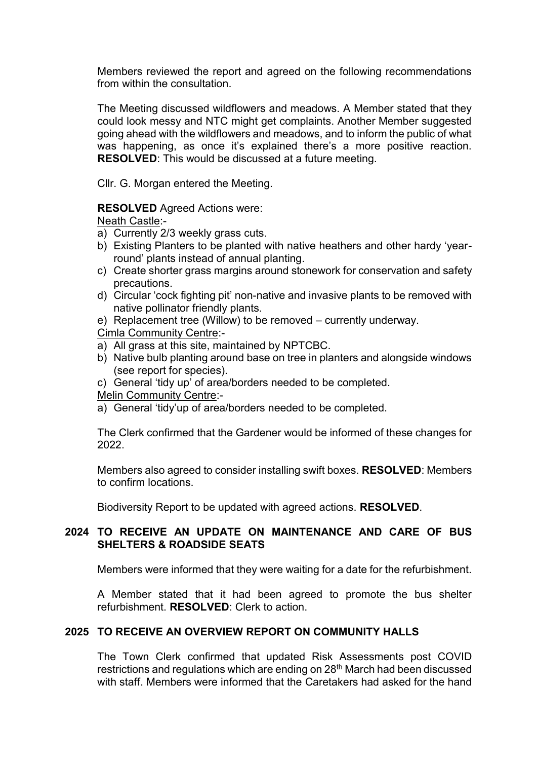Members reviewed the report and agreed on the following recommendations from within the consultation.

The Meeting discussed wildflowers and meadows. A Member stated that they could look messy and NTC might get complaints. Another Member suggested going ahead with the wildflowers and meadows, and to inform the public of what was happening, as once it's explained there's a more positive reaction. **RESOLVED**: This would be discussed at a future meeting.

Cllr. G. Morgan entered the Meeting.

**RESOLVED** Agreed Actions were:

Neath Castle:-

a) Currently 2/3 weekly grass cuts.
b) Existing Planters to be planted with native heathers and other hardy 'year-round' plants instead of annual planting.
c) Create shorter grass margins around stonework for conservation and safety precautions.
d) Circular 'cock fighting pit' non-native and invasive plants to be removed with native pollinator friendly plants.
e) Replacement tree (Willow) to be removed – currently underway.

Cimla Community Centre:-

a) All grass at this site, maintained by NPTCBC.
b) Native bulb planting around base on tree in planters and alongside windows (see report for species).
c) General 'tidy up' of area/borders needed to be completed.

Melin Community Centre:-

a) General 'tidy'up of area/borders needed to be completed.

The Clerk confirmed that the Gardener would be informed of these changes for 2022.

Members also agreed to consider installing swift boxes. **RESOLVED**: Members to confirm locations.

Biodiversity Report to be updated with agreed actions. **RESOLVED**.

## 2024 TO RECEIVE AN UPDATE ON MAINTENANCE AND CARE OF BUS SHELTERS & ROADSIDE SEATS

Members were informed that they were waiting for a date for the refurbishment.

A Member stated that it had been agreed to promote the bus shelter refurbishment. **RESOLVED**: Clerk to action.

## 2025 TO RECEIVE AN OVERVIEW REPORT ON COMMUNITY HALLS

The Town Clerk confirmed that updated Risk Assessments post COVID restrictions and regulations which are ending on 28th March had been discussed with staff. Members were informed that the Caretakers had asked for the hand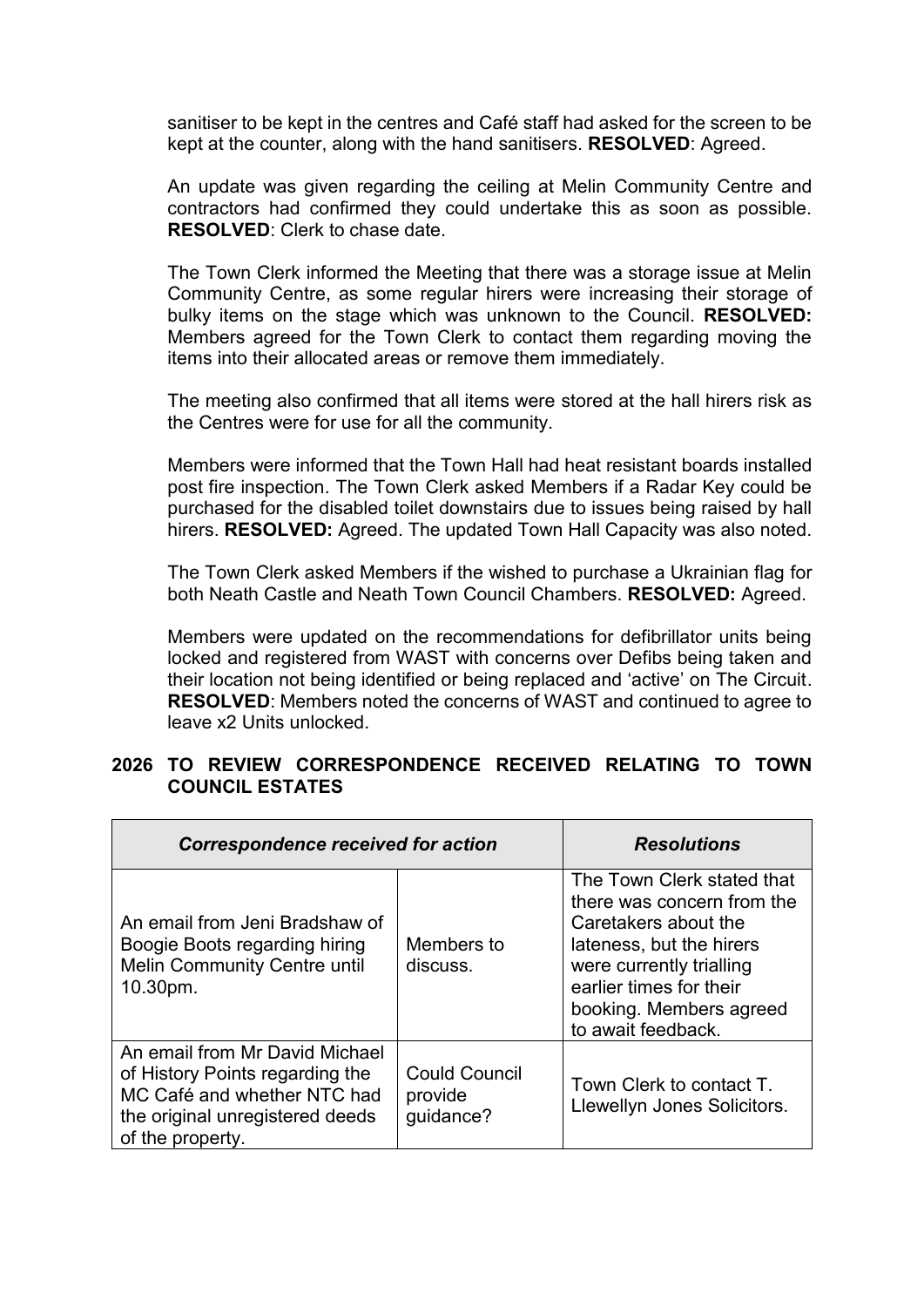sanitiser to be kept in the centres and Café staff had asked for the screen to be kept at the counter, along with the hand sanitisers. **RESOLVED**: Agreed.

An update was given regarding the ceiling at Melin Community Centre and contractors had confirmed they could undertake this as soon as possible. **RESOLVED**: Clerk to chase date.

The Town Clerk informed the Meeting that there was a storage issue at Melin Community Centre, as some regular hirers were increasing their storage of bulky items on the stage which was unknown to the Council. **RESOLVED:** Members agreed for the Town Clerk to contact them regarding moving the items into their allocated areas or remove them immediately.

The meeting also confirmed that all items were stored at the hall hirers risk as the Centres were for use for all the community.

Members were informed that the Town Hall had heat resistant boards installed post fire inspection. The Town Clerk asked Members if a Radar Key could be purchased for the disabled toilet downstairs due to issues being raised by hall hirers. **RESOLVED:** Agreed. The updated Town Hall Capacity was also noted.

The Town Clerk asked Members if the wished to purchase a Ukrainian flag for both Neath Castle and Neath Town Council Chambers. **RESOLVED:** Agreed.

Members were updated on the recommendations for defibrillator units being locked and registered from WAST with concerns over Defibs being taken and their location not being identified or being replaced and 'active' on The Circuit. **RESOLVED**: Members noted the concerns of WAST and continued to agree to leave x2 Units unlocked.

## 2026 TO REVIEW CORRESPONDENCE RECEIVED RELATING TO TOWN COUNCIL ESTATES

| ***Correspondence received for action*** | | ***Resolutions*** |
|---|---|---|
| An email from Jeni Bradshaw of Boogie Boots regarding hiring Melin Community Centre until 10.30pm. | Members to discuss. | The Town Clerk stated that there was concern from the Caretakers about the lateness, but the hirers were currently trialling earlier times for their booking. Members agreed to await feedback. |
| An email from Mr David Michael of History Points regarding the MC Café and whether NTC had the original unregistered deeds of the property. | Could Council provide guidance? | Town Clerk to contact T. Llewellyn Jones Solicitors. |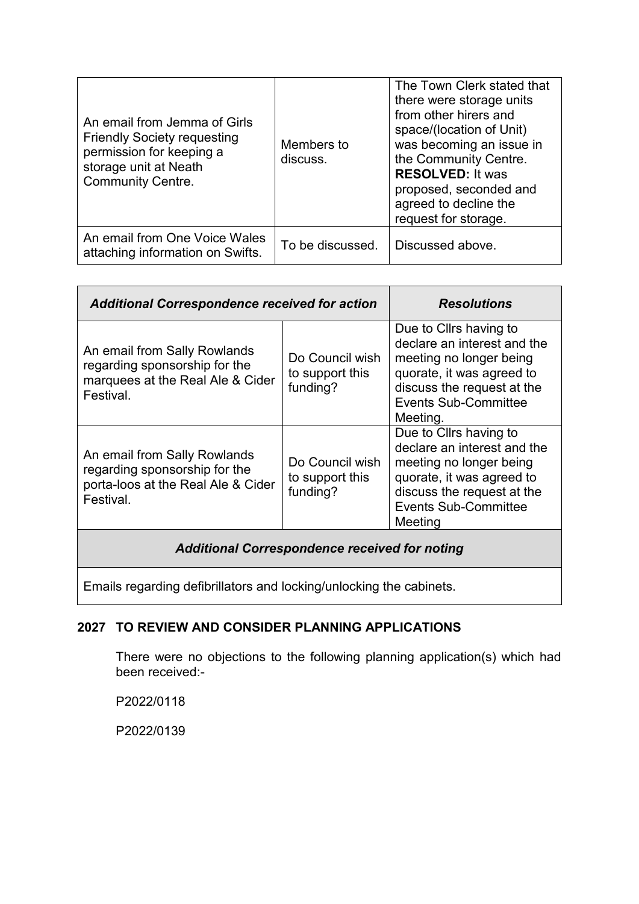| | | |
|---|---|---|
| An email from Jemma of Girls Friendly Society requesting permission for keeping a storage unit at Neath Community Centre. | Members to discuss. | The Town Clerk stated that there were storage units from other hirers and space/(location of Unit) was becoming an issue in the Community Centre. **RESOLVED:** It was proposed, seconded and agreed to decline the request for storage. |
| An email from One Voice Wales attaching information on Swifts. | To be discussed. | Discussed above. |

| ***Additional Correspondence received for action*** | | ***Resolutions*** |
|---|---|---|
| An email from Sally Rowlands regarding sponsorship for the marquees at the Real Ale & Cider Festival. | Do Council wish to support this funding? | Due to Cllrs having to declare an interest and the meeting no longer being quorate, it was agreed to discuss the request at the Events Sub-Committee Meeting. |
| An email from Sally Rowlands regarding sponsorship for the porta-loos at the Real Ale & Cider Festival. | Do Council wish to support this funding? | Due to Cllrs having to declare an interest and the meeting no longer being quorate, it was agreed to discuss the request at the Events Sub-Committee Meeting |
| ***Additional Correspondence received for noting*** | | |
| Emails regarding defibrillators and locking/unlocking the cabinets. | | |

**2027 TO REVIEW AND CONSIDER PLANNING APPLICATIONS**

There were no objections to the following planning application(s) which had been received:-

P2022/0118

P2022/0139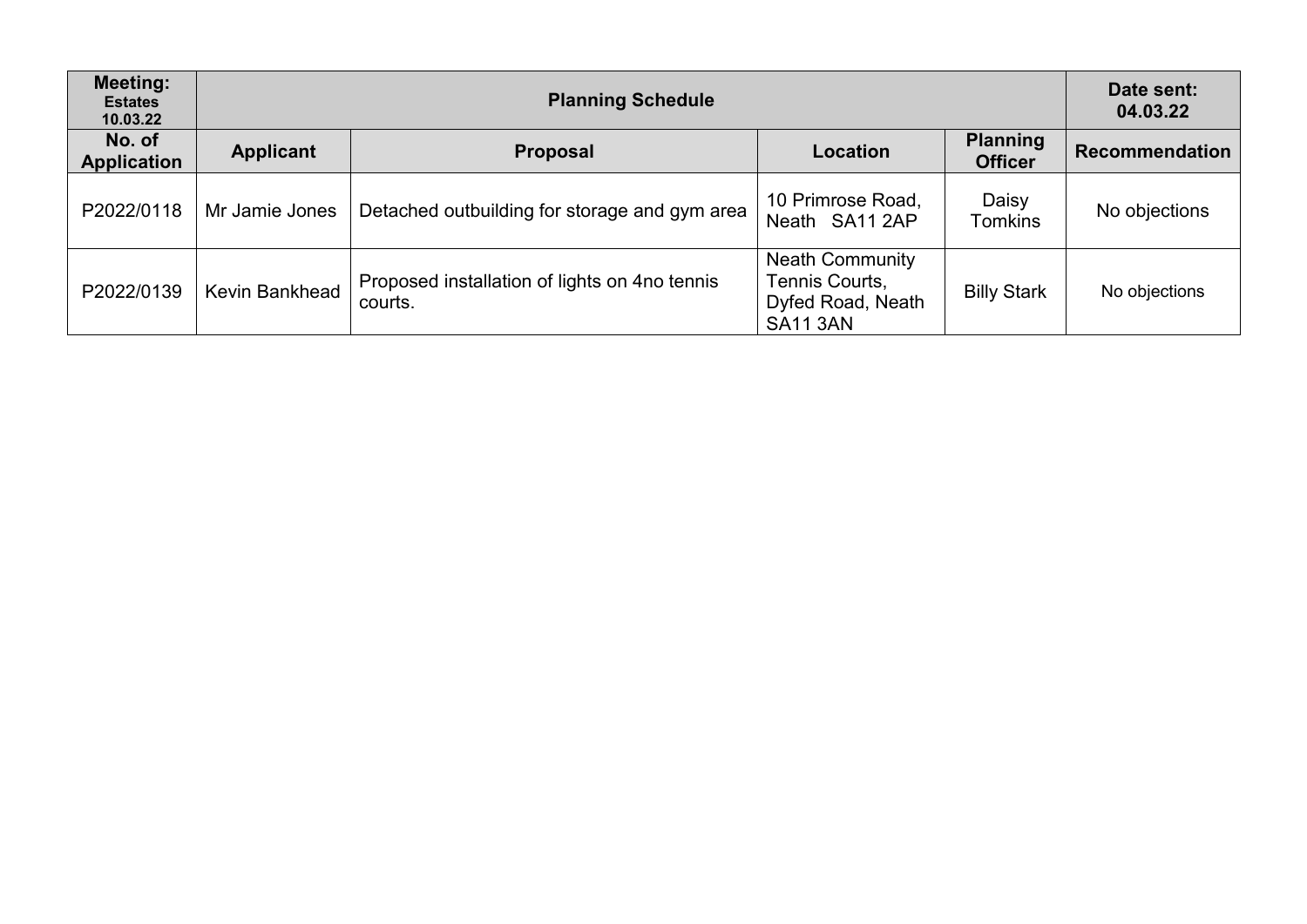| Meeting: Estates 10.03.22 | Planning Schedule | | | | Date sent: 04.03.22 |
|---|---|---|---|---|---|
| **No. of Application** | **Applicant** | **Proposal** | **Location** | **Planning Officer** | **Recommendation** |
| P2022/0118 | Mr Jamie Jones | Detached outbuilding for storage and gym area | 10 Primrose Road, Neath SA11 2AP | Daisy Tomkins | No objections |
| P2022/0139 | Kevin Bankhead | Proposed installation of lights on 4no tennis courts. | Neath Community Tennis Courts, Dyfed Road, Neath SA11 3AN | Billy Stark | No objections |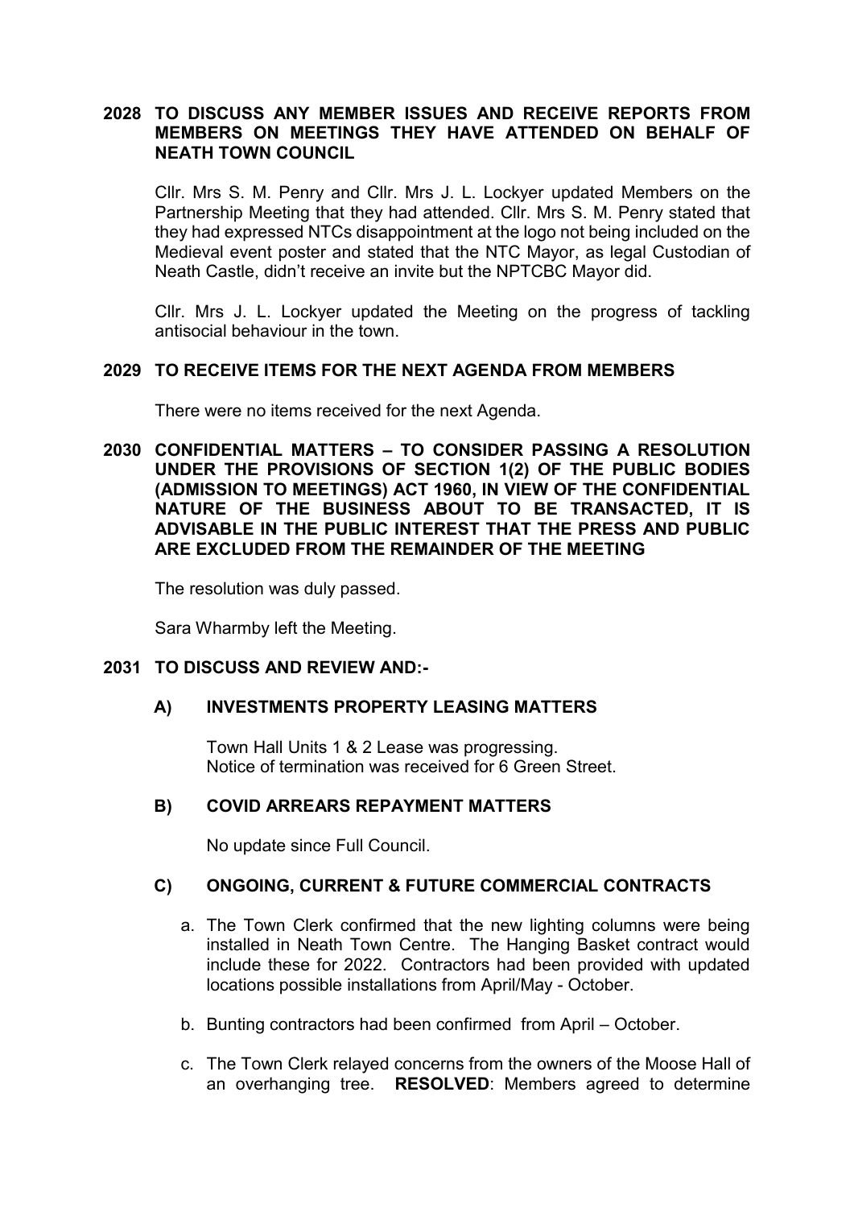**2028 TO DISCUSS ANY MEMBER ISSUES AND RECEIVE REPORTS FROM MEMBERS ON MEETINGS THEY HAVE ATTENDED ON BEHALF OF NEATH TOWN COUNCIL**

Cllr. Mrs S. M. Penry and Cllr. Mrs J. L. Lockyer updated Members on the Partnership Meeting that they had attended. Cllr. Mrs S. M. Penry stated that they had expressed NTCs disappointment at the logo not being included on the Medieval event poster and stated that the NTC Mayor, as legal Custodian of Neath Castle, didn't receive an invite but the NPTCBC Mayor did.

Cllr. Mrs J. L. Lockyer updated the Meeting on the progress of tackling antisocial behaviour in the town.

**2029 TO RECEIVE ITEMS FOR THE NEXT AGENDA FROM MEMBERS**

There were no items received for the next Agenda.

**2030 CONFIDENTIAL MATTERS – TO CONSIDER PASSING A RESOLUTION UNDER THE PROVISIONS OF SECTION 1(2) OF THE PUBLIC BODIES (ADMISSION TO MEETINGS) ACT 1960, IN VIEW OF THE CONFIDENTIAL NATURE OF THE BUSINESS ABOUT TO BE TRANSACTED, IT IS ADVISABLE IN THE PUBLIC INTEREST THAT THE PRESS AND PUBLIC ARE EXCLUDED FROM THE REMAINDER OF THE MEETING**

The resolution was duly passed.

Sara Wharmby left the Meeting.

**2031 TO DISCUSS AND REVIEW AND:-**

**A) INVESTMENTS PROPERTY LEASING MATTERS**

Town Hall Units 1 & 2 Lease was progressing.
Notice of termination was received for 6 Green Street.

**B) COVID ARREARS REPAYMENT MATTERS**

No update since Full Council.

**C) ONGOING, CURRENT & FUTURE COMMERCIAL CONTRACTS**

a. The Town Clerk confirmed that the new lighting columns were being installed in Neath Town Centre. The Hanging Basket contract would include these for 2022. Contractors had been provided with updated locations possible installations from April/May - October.

b. Bunting contractors had been confirmed from April – October.

c. The Town Clerk relayed concerns from the owners of the Moose Hall of an overhanging tree. **RESOLVED**: Members agreed to determine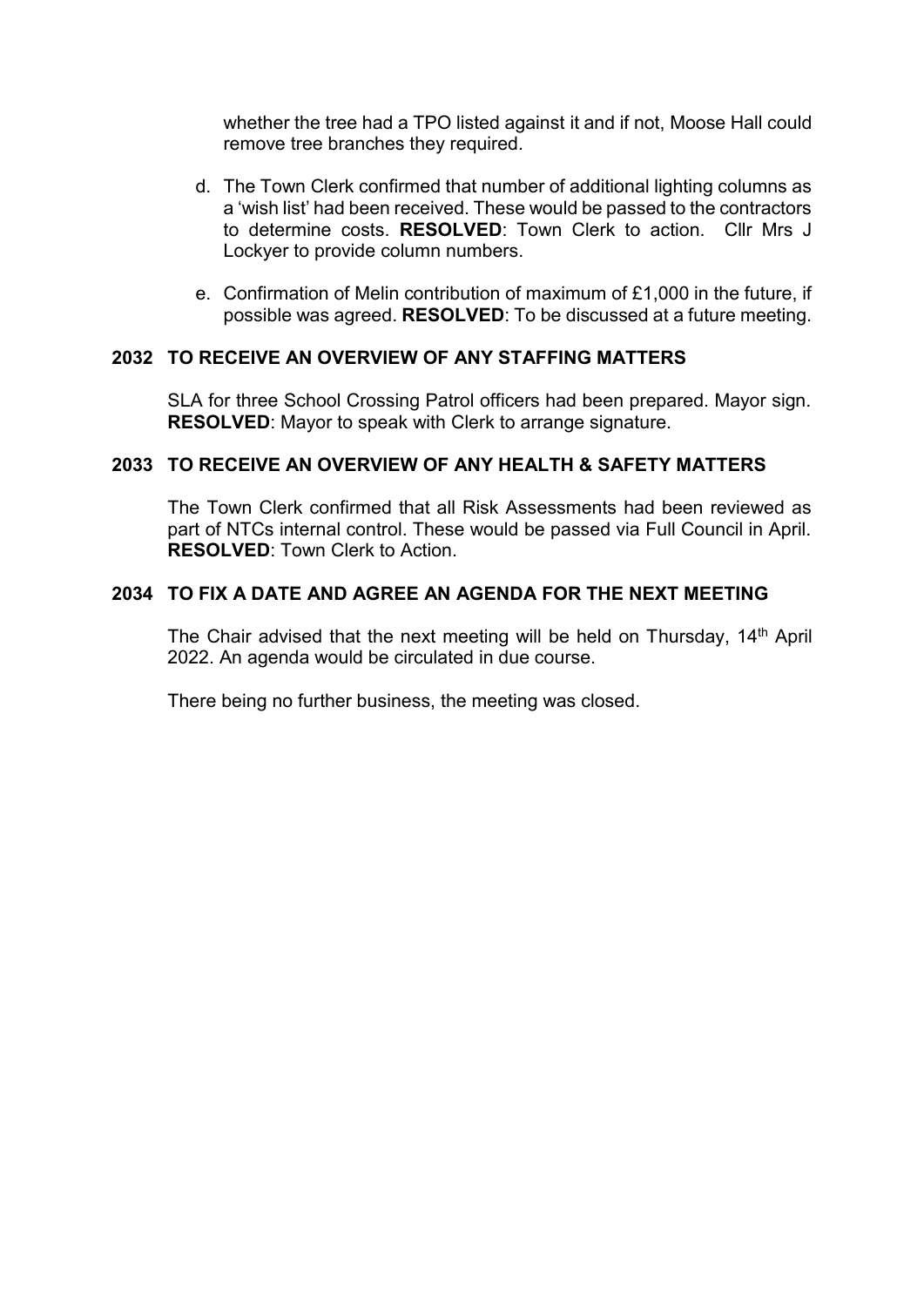whether the tree had a TPO listed against it and if not, Moose Hall could remove tree branches they required.

d. The Town Clerk confirmed that number of additional lighting columns as a 'wish list' had been received. These would be passed to the contractors to determine costs. **RESOLVED**: Town Clerk to action. Cllr Mrs J Lockyer to provide column numbers.

e. Confirmation of Melin contribution of maximum of £1,000 in the future, if possible was agreed. **RESOLVED**: To be discussed at a future meeting.

## 2032 TO RECEIVE AN OVERVIEW OF ANY STAFFING MATTERS

SLA for three School Crossing Patrol officers had been prepared. Mayor sign. **RESOLVED**: Mayor to speak with Clerk to arrange signature.

## 2033 TO RECEIVE AN OVERVIEW OF ANY HEALTH & SAFETY MATTERS

The Town Clerk confirmed that all Risk Assessments had been reviewed as part of NTCs internal control. These would be passed via Full Council in April. **RESOLVED**: Town Clerk to Action.

## 2034 TO FIX A DATE AND AGREE AN AGENDA FOR THE NEXT MEETING

The Chair advised that the next meeting will be held on Thursday, 14th April 2022. An agenda would be circulated in due course.

There being no further business, the meeting was closed.